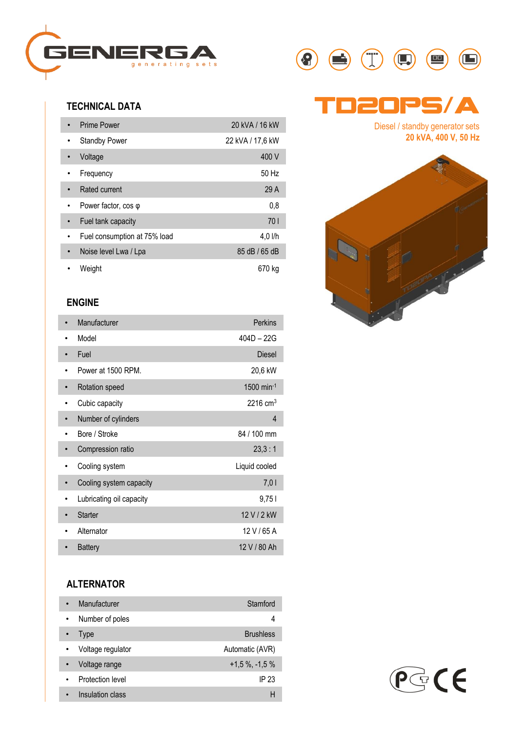GENERGA
generating sets

# TD20PS/A

Diesel / standby generator sets
**20 kVA, 400 V, 50 Hz**

## TECHNICAL DATA

| | |
|---|---|
| Prime Power | 20 kVA / 16 kW |
| Standby Power | 22 kVA / 17,6 kW |
| Voltage | 400 V |
| Frequency | 50 Hz |
| Rated current | 29 A |
| Power factor, cos φ | 0,8 |
| Fuel tank capacity | 70 l |
| Fuel consumption at 75% load | 4,0 l/h |
| Noise level Lwa / Lpa | 85 dB / 65 dB |
| Weight | 670 kg |

## ENGINE

| | |
|---|---|
| Manufacturer | Perkins |
| Model | 404D – 22G |
| Fuel | Diesel |
| Power at 1500 RPM. | 20,6 kW |
| Rotation speed | 1500 $min^{-1}$ |
| Cubic capacity | 2216 $cm^3$ |
| Number of cylinders | 4 |
| Bore / Stroke | 84 / 100 mm |
| Compression ratio | 23,3 : 1 |
| Cooling system | Liquid cooled |
| Cooling system capacity | 7,0 l |
| Lubricating oil capacity | 9,75 l |
| Starter | 12 V / 2 kW |
| Alternator | 12 V / 65 A |
| Battery | 12 V / 80 Ah |

## ALTERNATOR

| | |
|---|---|
| Manufacturer | Stamford |
| Number of poles | 4 |
| Type | Brushless |
| Voltage regulator | Automatic (AVR) |
| Voltage range | +1,5 %, -1,5 % |
| Protection level | IP 23 |
| Insulation class | H |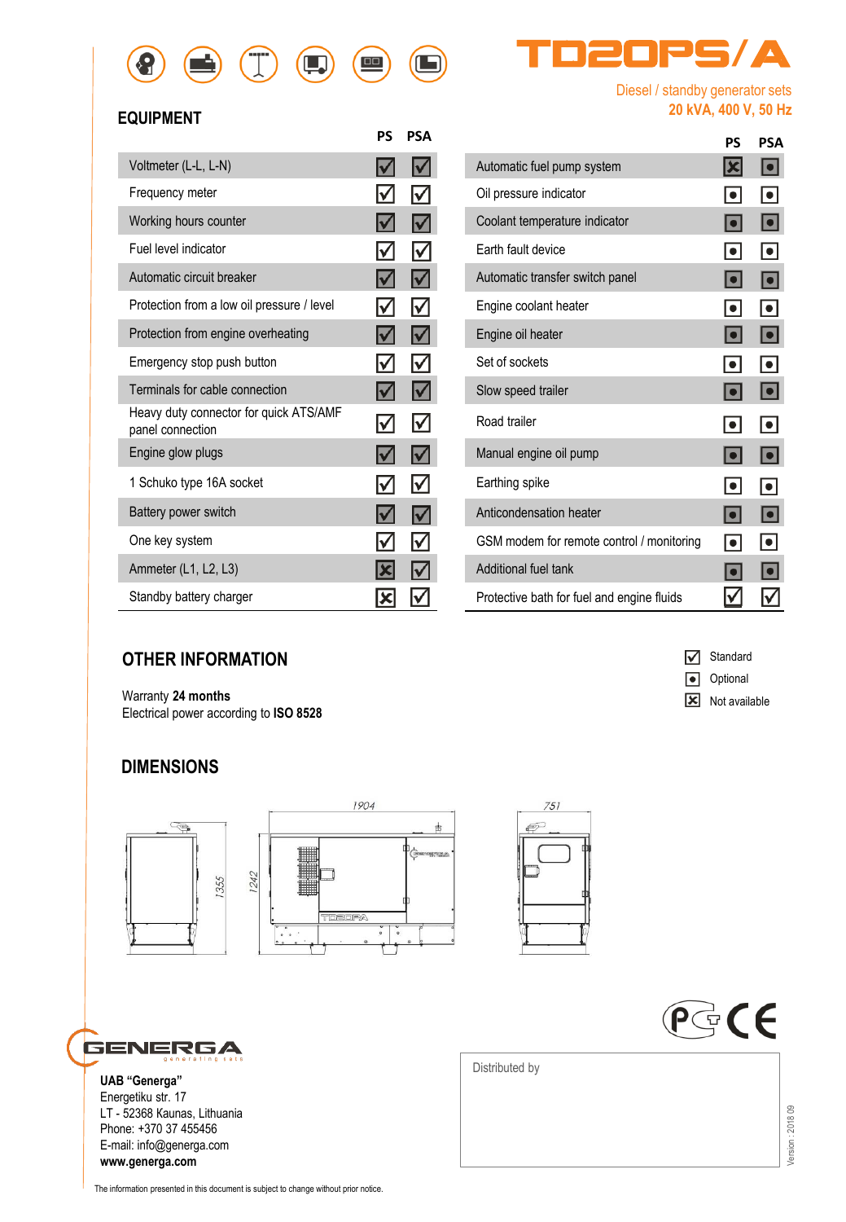# TD20PS/A

Diesel / standby generator sets
**20 kVA, 400 V, 50 Hz**

## EQUIPMENT

| | PS | PSA |
|---|---|---|
| Voltmeter (L-L, L-N) | Standard | Standard |
| Frequency meter | Standard | Standard |
| Working hours counter | Standard | Standard |
| Fuel level indicator | Standard | Standard |
| Automatic circuit breaker | Standard | Standard |
| Protection from a low oil pressure / level | Standard | Standard |
| Protection from engine overheating | Standard | Standard |
| Emergency stop push button | Standard | Standard |
| Terminals for cable connection | Standard | Standard |
| Heavy duty connector for quick ATS/AMF panel connection | Standard | Standard |
| Engine glow plugs | Standard | Standard |
| 1 Schuko type 16A socket | Standard | Standard |
| Battery power switch | Standard | Standard |
| One key system | Standard | Standard |
| Ammeter (L1, L2, L3) | Not available | Standard |
| Standby battery charger | Not available | Standard |

| | PS | PSA |
|---|---|---|
| Automatic fuel pump system | Not available | Optional |
| Oil pressure indicator | Optional | Optional |
| Coolant temperature indicator | Optional | Optional |
| Earth fault device | Optional | Optional |
| Automatic transfer switch panel | Optional | Optional |
| Engine coolant heater | Optional | Optional |
| Engine oil heater | Optional | Optional |
| Set of sockets | Optional | Optional |
| Slow speed trailer | Optional | Optional |
| Road trailer | Optional | Optional |
| Manual engine oil pump | Optional | Optional |
| Earthing spike | Optional | Optional |
| Anticondensation heater | Optional | Optional |
| GSM modem for remote control / monitoring | Optional | Optional |
| Additional fuel tank | Optional | Optional |
| Protective bath for fuel and engine fluids | Standard | Standard |

## OTHER INFORMATION

Warranty **24 months**
Electrical power according to **ISO 8528**

- Standard
- Optional
- Not available

## DIMENSIONS

1355
1904
1242
751

**UAB "Generga"**
Energetiku str. 17
LT - 52368 Kaunas, Lithuania
Phone: +370 37 455456
E-mail: info@generga.com
**www.generga.com**

Distributed by

Version : 2018 09

The information presented in this document is subject to change without prior notice.